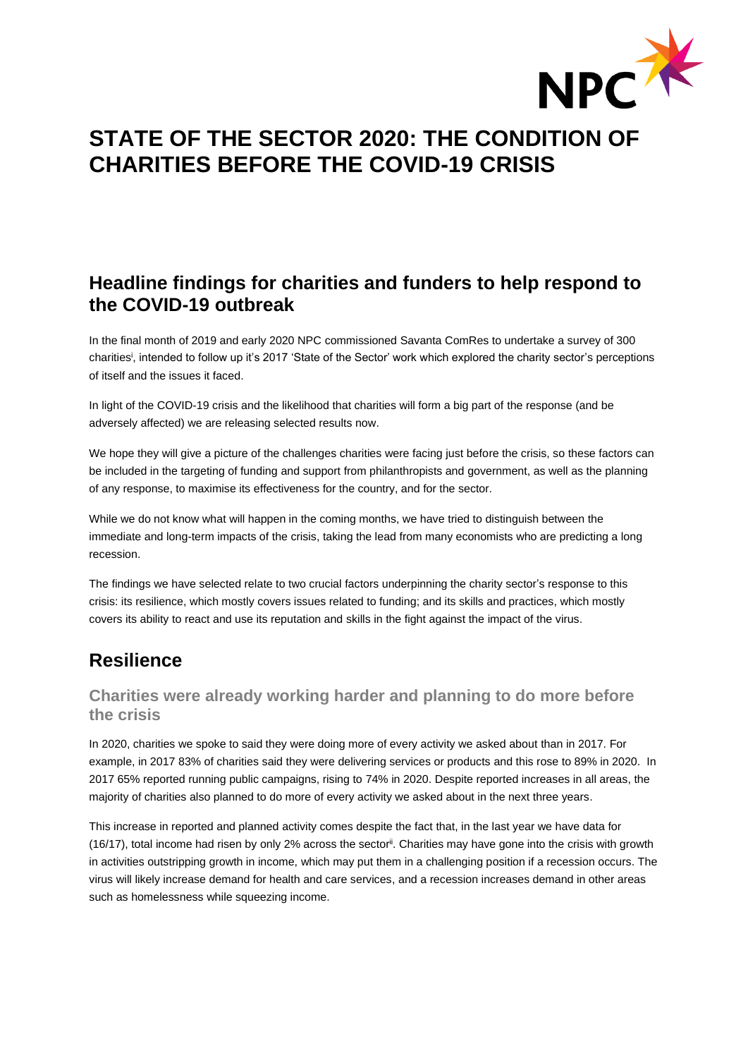# STATE OF THE SECTOR 2020: THE CONDITION OF CHARITIES BEFORE THE COVID-19 CRISIS

## Headline findings for charities and funders to help respond to the COVID-19 outbreak

In the final month of 2019 and early 2020 NPC commissioned Savanta ComRes to undertake a survey of 300 charities[i], intended to follow up it's 2017 'State of the Sector' work which explored the charity sector's perceptions of itself and the issues it faced.

In light of the COVID-19 crisis and the likelihood that charities will form a big part of the response (and be adversely affected) we are releasing selected results now.

We hope they will give a picture of the challenges charities were facing just before the crisis, so these factors can be included in the targeting of funding and support from philanthropists and government, as well as the planning of any response, to maximise its effectiveness for the country, and for the sector.

While we do not know what will happen in the coming months, we have tried to distinguish between the immediate and long-term impacts of the crisis, taking the lead from many economists who are predicting a long recession.

The findings we have selected relate to two crucial factors underpinning the charity sector's response to this crisis: its resilience, which mostly covers issues related to funding; and its skills and practices, which mostly covers its ability to react and use its reputation and skills in the fight against the impact of the virus.

## Resilience

### Charities were already working harder and planning to do more before the crisis

In 2020, charities we spoke to said they were doing more of every activity we asked about than in 2017. For example, in 2017 83% of charities said they were delivering services or products and this rose to 89% in 2020. In 2017 65% reported running public campaigns, rising to 74% in 2020. Despite reported increases in all areas, the majority of charities also planned to do more of every activity we asked about in the next three years.

This increase in reported and planned activity comes despite the fact that, in the last year we have data for (16/17), total income had risen by only 2% across the sector[ii]. Charities may have gone into the crisis with growth in activities outstripping growth in income, which may put them in a challenging position if a recession occurs. The virus will likely increase demand for health and care services, and a recession increases demand in other areas such as homelessness while squeezing income.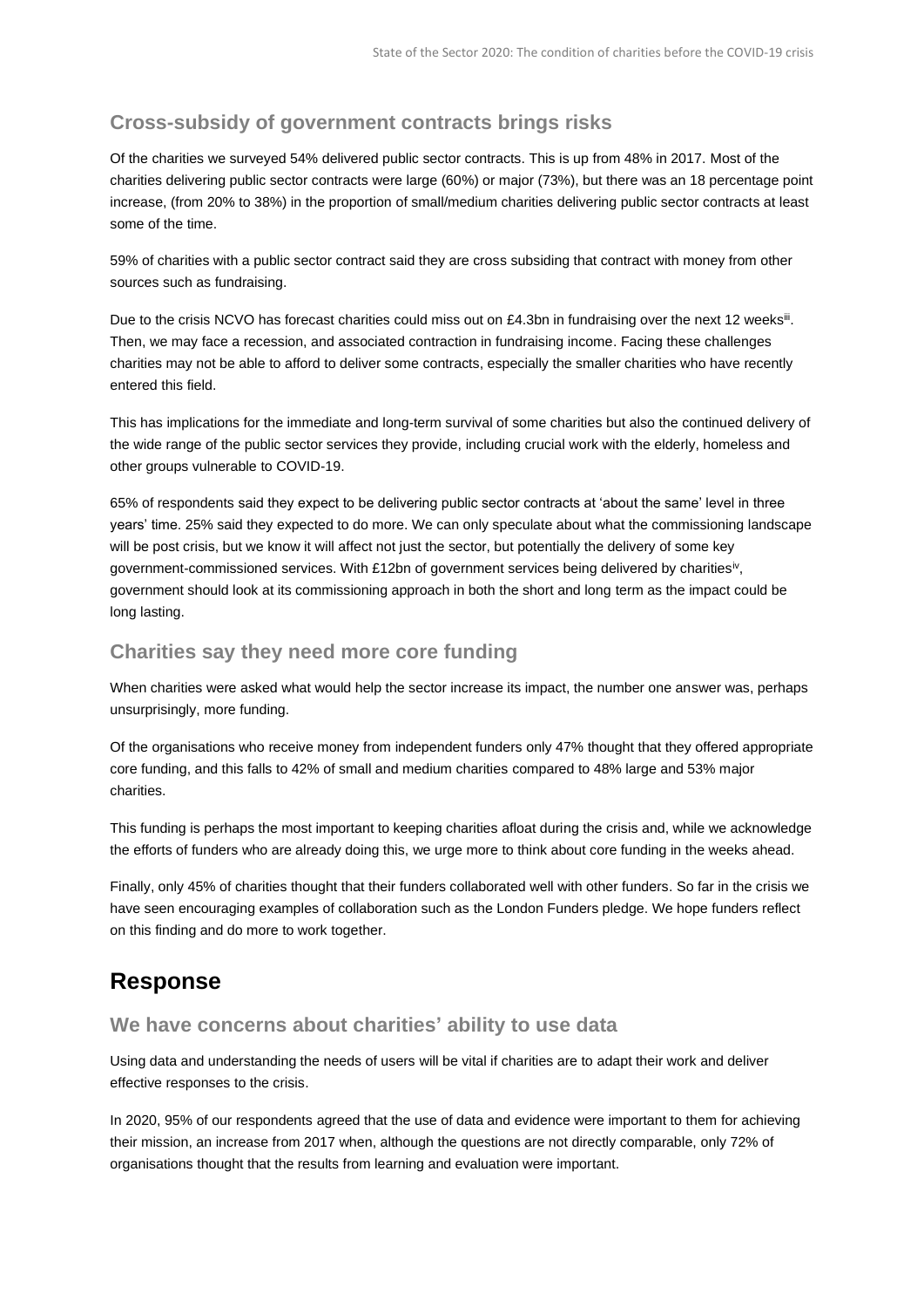### Cross-subsidy of government contracts brings risks

Of the charities we surveyed 54% delivered public sector contracts. This is up from 48% in 2017. Most of the charities delivering public sector contracts were large (60%) or major (73%), but there was an 18 percentage point increase, (from 20% to 38%) in the proportion of small/medium charities delivering public sector contracts at least some of the time.

59% of charities with a public sector contract said they are cross subsiding that contract with money from other sources such as fundraising.

Due to the crisis NCVO has forecast charities could miss out on £4.3bn in fundraising over the next 12 weeks[iii]. Then, we may face a recession, and associated contraction in fundraising income. Facing these challenges charities may not be able to afford to deliver some contracts, especially the smaller charities who have recently entered this field.

This has implications for the immediate and long-term survival of some charities but also the continued delivery of the wide range of the public sector services they provide, including crucial work with the elderly, homeless and other groups vulnerable to COVID-19.

65% of respondents said they expect to be delivering public sector contracts at 'about the same' level in three years' time. 25% said they expected to do more. We can only speculate about what the commissioning landscape will be post crisis, but we know it will affect not just the sector, but potentially the delivery of some key government-commissioned services. With £12bn of government services being delivered by charities[iv], government should look at its commissioning approach in both the short and long term as the impact could be long lasting.

### Charities say they need more core funding

When charities were asked what would help the sector increase its impact, the number one answer was, perhaps unsurprisingly, more funding.

Of the organisations who receive money from independent funders only 47% thought that they offered appropriate core funding, and this falls to 42% of small and medium charities compared to 48% large and 53% major charities.

This funding is perhaps the most important to keeping charities afloat during the crisis and, while we acknowledge the efforts of funders who are already doing this, we urge more to think about core funding in the weeks ahead.

Finally, only 45% of charities thought that their funders collaborated well with other funders. So far in the crisis we have seen encouraging examples of collaboration such as the London Funders pledge. We hope funders reflect on this finding and do more to work together.

## Response

### We have concerns about charities' ability to use data

Using data and understanding the needs of users will be vital if charities are to adapt their work and deliver effective responses to the crisis.

In 2020, 95% of our respondents agreed that the use of data and evidence were important to them for achieving their mission, an increase from 2017 when, although the questions are not directly comparable, only 72% of organisations thought that the results from learning and evaluation were important.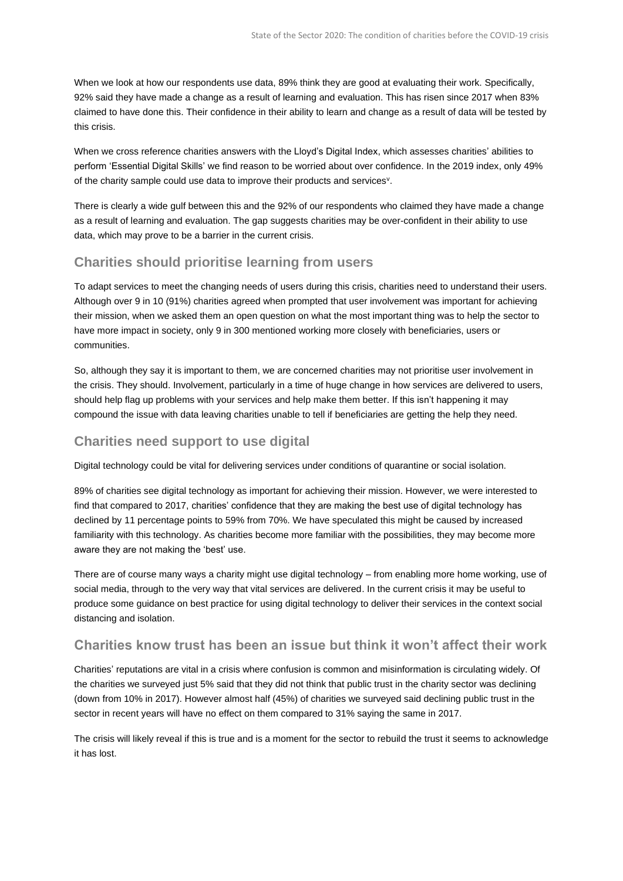When we look at how our respondents use data, 89% think they are good at evaluating their work. Specifically, 92% said they have made a change as a result of learning and evaluation. This has risen since 2017 when 83% claimed to have done this. Their confidence in their ability to learn and change as a result of data will be tested by this crisis.

When we cross reference charities answers with the Lloyd's Digital Index, which assesses charities' abilities to perform 'Essential Digital Skills' we find reason to be worried about over confidence. In the 2019 index, only 49% of the charity sample could use data to improve their products and services[v].

There is clearly a wide gulf between this and the 92% of our respondents who claimed they have made a change as a result of learning and evaluation. The gap suggests charities may be over-confident in their ability to use data, which may prove to be a barrier in the current crisis.

## Charities should prioritise learning from users

To adapt services to meet the changing needs of users during this crisis, charities need to understand their users. Although over 9 in 10 (91%) charities agreed when prompted that user involvement was important for achieving their mission, when we asked them an open question on what the most important thing was to help the sector to have more impact in society, only 9 in 300 mentioned working more closely with beneficiaries, users or communities.

So, although they say it is important to them, we are concerned charities may not prioritise user involvement in the crisis. They should. Involvement, particularly in a time of huge change in how services are delivered to users, should help flag up problems with your services and help make them better. If this isn't happening it may compound the issue with data leaving charities unable to tell if beneficiaries are getting the help they need.

## Charities need support to use digital

Digital technology could be vital for delivering services under conditions of quarantine or social isolation.

89% of charities see digital technology as important for achieving their mission. However, we were interested to find that compared to 2017, charities' confidence that they are making the best use of digital technology has declined by 11 percentage points to 59% from 70%. We have speculated this might be caused by increased familiarity with this technology. As charities become more familiar with the possibilities, they may become more aware they are not making the 'best' use.

There are of course many ways a charity might use digital technology – from enabling more home working, use of social media, through to the very way that vital services are delivered. In the current crisis it may be useful to produce some guidance on best practice for using digital technology to deliver their services in the context social distancing and isolation.

## Charities know trust has been an issue but think it won't affect their work

Charities' reputations are vital in a crisis where confusion is common and misinformation is circulating widely. Of the charities we surveyed just 5% said that they did not think that public trust in the charity sector was declining (down from 10% in 2017). However almost half (45%) of charities we surveyed said declining public trust in the sector in recent years will have no effect on them compared to 31% saying the same in 2017.

The crisis will likely reveal if this is true and is a moment for the sector to rebuild the trust it seems to acknowledge it has lost.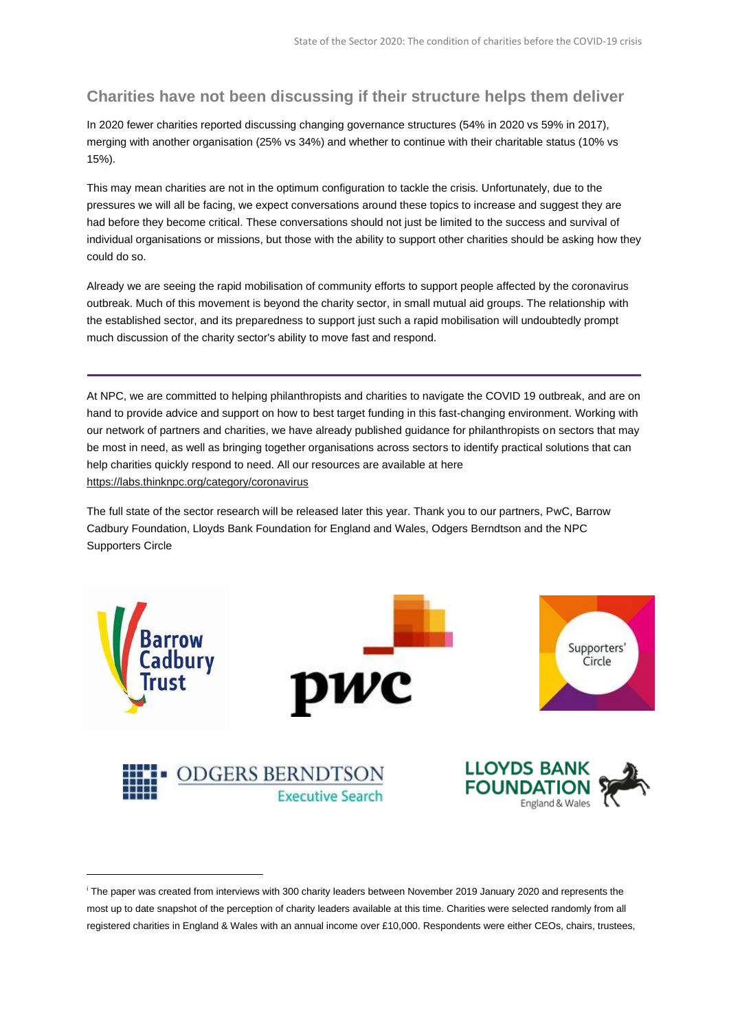## Charities have not been discussing if their structure helps them deliver

In 2020 fewer charities reported discussing changing governance structures (54% in 2020 vs 59% in 2017), merging with another organisation (25% vs 34%) and whether to continue with their charitable status (10% vs 15%).

This may mean charities are not in the optimum configuration to tackle the crisis. Unfortunately, due to the pressures we will all be facing, we expect conversations around these topics to increase and suggest they are had before they become critical. These conversations should not just be limited to the success and survival of individual organisations or missions, but those with the ability to support other charities should be asking how they could do so.

Already we are seeing the rapid mobilisation of community efforts to support people affected by the coronavirus outbreak. Much of this movement is beyond the charity sector, in small mutual aid groups. The relationship with the established sector, and its preparedness to support just such a rapid mobilisation will undoubtedly prompt much discussion of the charity sector's ability to move fast and respond.

---

At NPC, we are committed to helping philanthropists and charities to navigate the COVID 19 outbreak, and are on hand to provide advice and support on how to best target funding in this fast-changing environment. Working with our network of partners and charities, we have already published guidance for philanthropists on sectors that may be most in need, as well as bringing together organisations across sectors to identify practical solutions that can help charities quickly respond to need. All our resources are available at here https://labs.thinknpc.org/category/coronavirus

The full state of the sector research will be released later this year. Thank you to our partners, PwC, Barrow Cadbury Foundation, Lloyds Bank Foundation for England and Wales, Odgers Berndtson and the NPC Supporters Circle

Barrow Cadbury Trust

pwc

Supporters' Circle

ODGERS BERNDTSON Executive Search

LLOYDS BANK FOUNDATION England & Wales

---

[i] The paper was created from interviews with 300 charity leaders between November 2019 January 2020 and represents the most up to date snapshot of the perception of charity leaders available at this time. Charities were selected randomly from all registered charities in England & Wales with an annual income over £10,000. Respondents were either CEOs, chairs, trustees,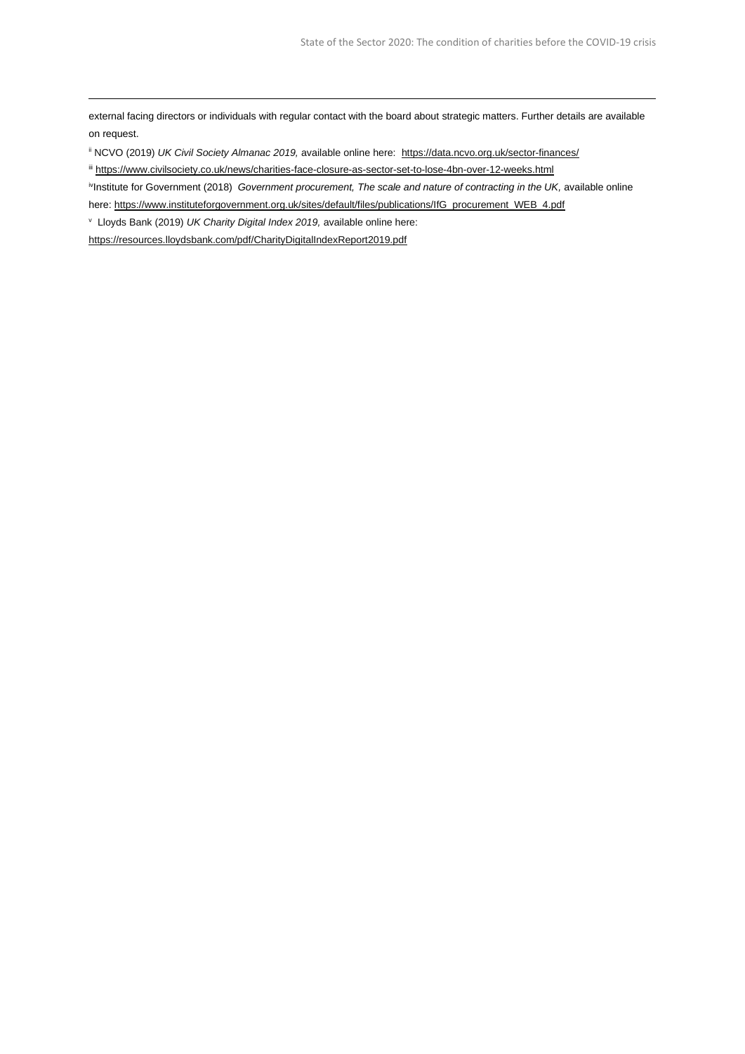external facing directors or individuals with regular contact with the board about strategic matters. Further details are available on request.

[ii] NCVO (2019) *UK Civil Society Almanac 2019,* available online here: https://data.ncvo.org.uk/sector-finances/

[iii] https://www.civilsociety.co.uk/news/charities-face-closure-as-sector-set-to-lose-4bn-over-12-weeks.html

[iv]Institute for Government (2018) *Government procurement, The scale and nature of contracting in the UK,* available online here: https://www.instituteforgovernment.org.uk/sites/default/files/publications/IfG_procurement_WEB_4.pdf

[v] Lloyds Bank (2019) *UK Charity Digital Index 2019,* available online here: https://resources.lloydsbank.com/pdf/CharityDigitalIndexReport2019.pdf